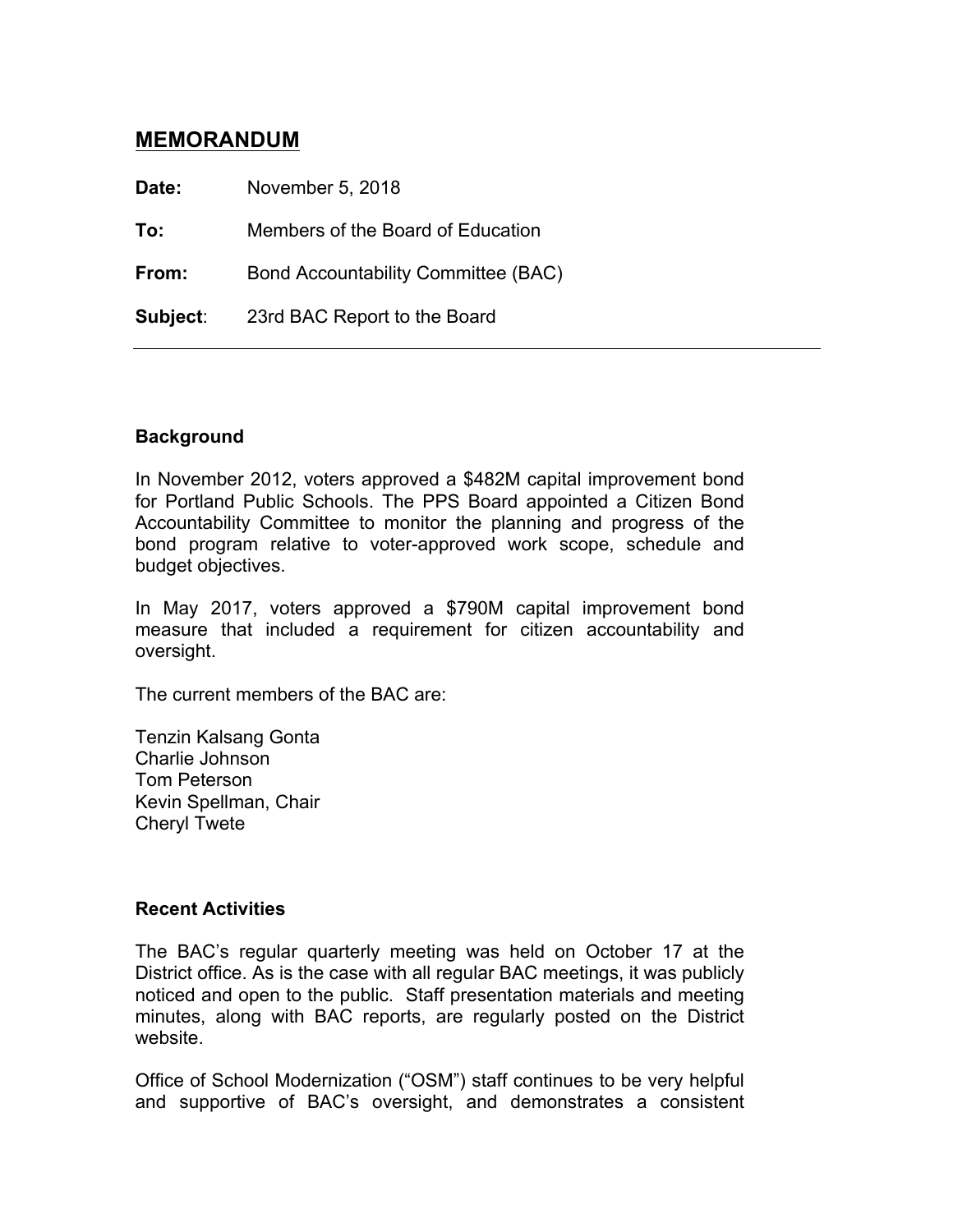## MEMORANDUM

**Date:** November 5, 2018

**To:** Members of the Board of Education

**From:** Bond Accountability Committee (BAC)

**Subject**: 23rd BAC Report to the Board

---

**Background**

In November 2012, voters approved a $482M capital improvement bond for Portland Public Schools. The PPS Board appointed a Citizen Bond Accountability Committee to monitor the planning and progress of the bond program relative to voter-approved work scope, schedule and budget objectives.

In May 2017, voters approved a $790M capital improvement bond measure that included a requirement for citizen accountability and oversight.

The current members of the BAC are:

Tenzin Kalsang Gonta
Charlie Johnson
Tom Peterson
Kevin Spellman, Chair
Cheryl Twete

**Recent Activities**

The BAC's regular quarterly meeting was held on October 17 at the District office. As is the case with all regular BAC meetings, it was publicly noticed and open to the public. Staff presentation materials and meeting minutes, along with BAC reports, are regularly posted on the District website.

Office of School Modernization ("OSM") staff continues to be very helpful and supportive of BAC's oversight, and demonstrates a consistent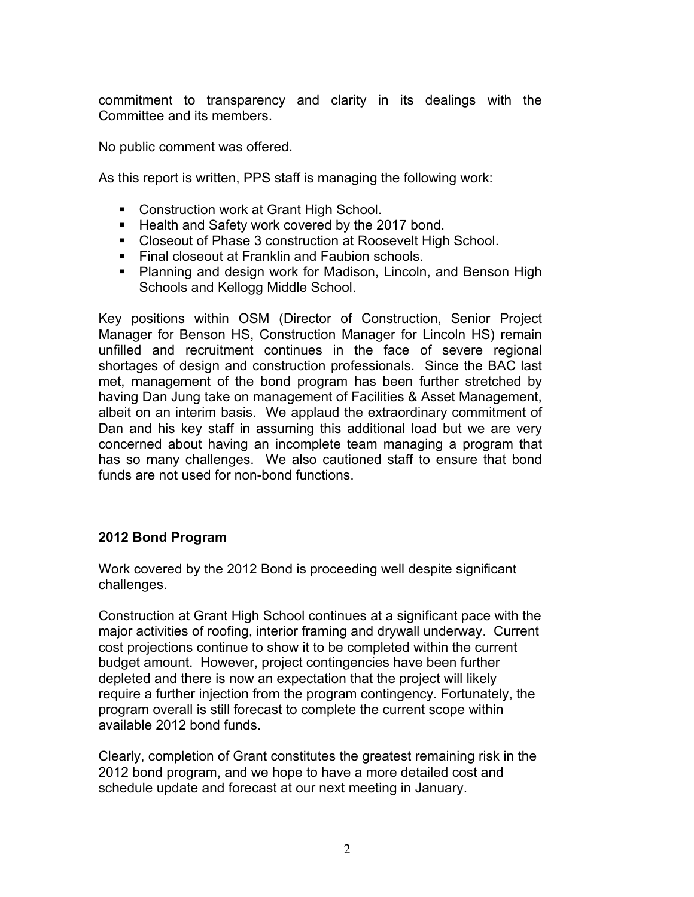commitment to transparency and clarity in its dealings with the Committee and its members.

No public comment was offered.

As this report is written, PPS staff is managing the following work:

- Construction work at Grant High School.
- Health and Safety work covered by the 2017 bond.
- Closeout of Phase 3 construction at Roosevelt High School.
- Final closeout at Franklin and Faubion schools.
- Planning and design work for Madison, Lincoln, and Benson High Schools and Kellogg Middle School.

Key positions within OSM (Director of Construction, Senior Project Manager for Benson HS, Construction Manager for Lincoln HS) remain unfilled and recruitment continues in the face of severe regional shortages of design and construction professionals. Since the BAC last met, management of the bond program has been further stretched by having Dan Jung take on management of Facilities & Asset Management, albeit on an interim basis. We applaud the extraordinary commitment of Dan and his key staff in assuming this additional load but we are very concerned about having an incomplete team managing a program that has so many challenges. We also cautioned staff to ensure that bond funds are not used for non-bond functions.

**2012 Bond Program**

Work covered by the 2012 Bond is proceeding well despite significant challenges.

Construction at Grant High School continues at a significant pace with the major activities of roofing, interior framing and drywall underway. Current cost projections continue to show it to be completed within the current budget amount. However, project contingencies have been further depleted and there is now an expectation that the project will likely require a further injection from the program contingency. Fortunately, the program overall is still forecast to complete the current scope within available 2012 bond funds.

Clearly, completion of Grant constitutes the greatest remaining risk in the 2012 bond program, and we hope to have a more detailed cost and schedule update and forecast at our next meeting in January.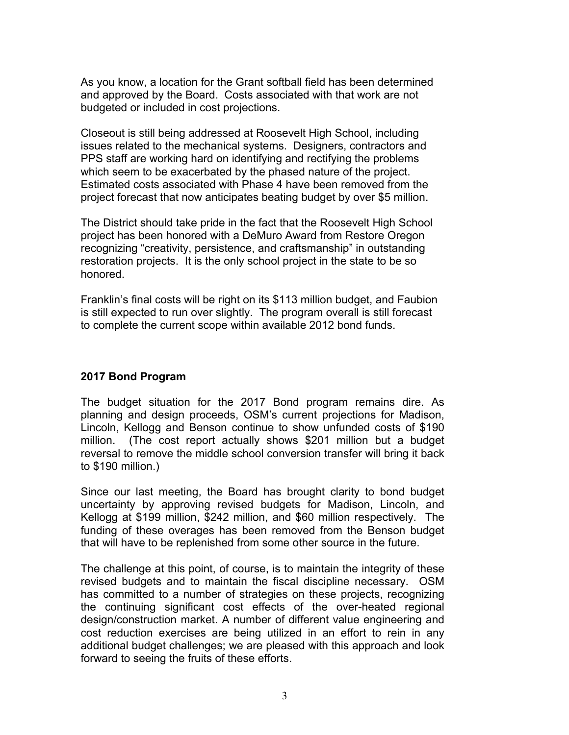As you know, a location for the Grant softball field has been determined and approved by the Board. Costs associated with that work are not budgeted or included in cost projections.

Closeout is still being addressed at Roosevelt High School, including issues related to the mechanical systems. Designers, contractors and PPS staff are working hard on identifying and rectifying the problems which seem to be exacerbated by the phased nature of the project. Estimated costs associated with Phase 4 have been removed from the project forecast that now anticipates beating budget by over $5 million.

The District should take pride in the fact that the Roosevelt High School project has been honored with a DeMuro Award from Restore Oregon recognizing "creativity, persistence, and craftsmanship" in outstanding restoration projects. It is the only school project in the state to be so honored.

Franklin's final costs will be right on its $113 million budget, and Faubion is still expected to run over slightly. The program overall is still forecast to complete the current scope within available 2012 bond funds.

**2017 Bond Program**

The budget situation for the 2017 Bond program remains dire. As planning and design proceeds, OSM's current projections for Madison, Lincoln, Kellogg and Benson continue to show unfunded costs of $190 million. (The cost report actually shows $201 million but a budget reversal to remove the middle school conversion transfer will bring it back to $190 million.)

Since our last meeting, the Board has brought clarity to bond budget uncertainty by approving revised budgets for Madison, Lincoln, and Kellogg at $199 million, $242 million, and $60 million respectively. The funding of these overages has been removed from the Benson budget that will have to be replenished from some other source in the future.

The challenge at this point, of course, is to maintain the integrity of these revised budgets and to maintain the fiscal discipline necessary. OSM has committed to a number of strategies on these projects, recognizing the continuing significant cost effects of the over-heated regional design/construction market. A number of different value engineering and cost reduction exercises are being utilized in an effort to rein in any additional budget challenges; we are pleased with this approach and look forward to seeing the fruits of these efforts.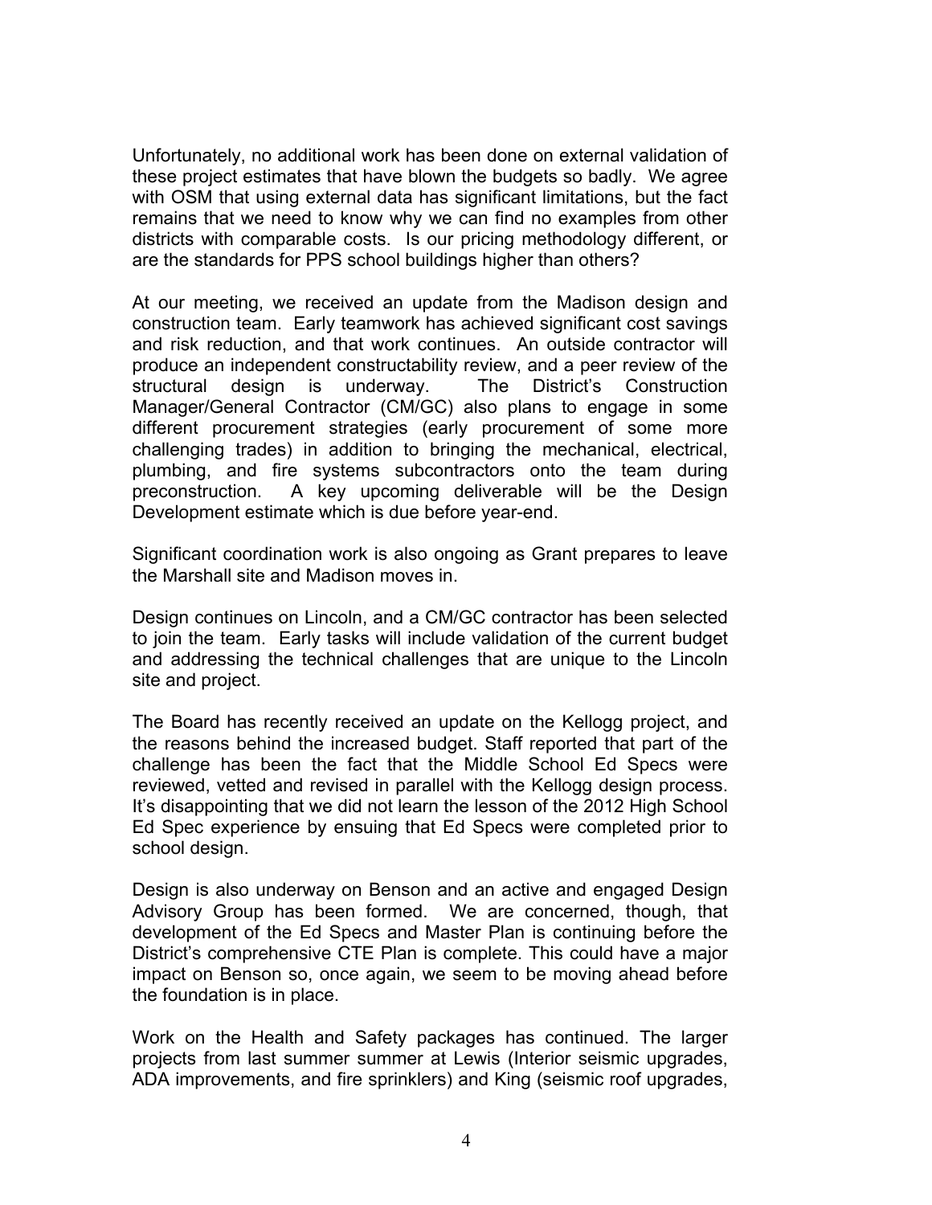Unfortunately, no additional work has been done on external validation of these project estimates that have blown the budgets so badly. We agree with OSM that using external data has significant limitations, but the fact remains that we need to know why we can find no examples from other districts with comparable costs. Is our pricing methodology different, or are the standards for PPS school buildings higher than others?

At our meeting, we received an update from the Madison design and construction team. Early teamwork has achieved significant cost savings and risk reduction, and that work continues. An outside contractor will produce an independent constructability review, and a peer review of the structural design is underway. The District's Construction Manager/General Contractor (CM/GC) also plans to engage in some different procurement strategies (early procurement of some more challenging trades) in addition to bringing the mechanical, electrical, plumbing, and fire systems subcontractors onto the team during preconstruction. A key upcoming deliverable will be the Design Development estimate which is due before year-end.

Significant coordination work is also ongoing as Grant prepares to leave the Marshall site and Madison moves in.

Design continues on Lincoln, and a CM/GC contractor has been selected to join the team. Early tasks will include validation of the current budget and addressing the technical challenges that are unique to the Lincoln site and project.

The Board has recently received an update on the Kellogg project, and the reasons behind the increased budget. Staff reported that part of the challenge has been the fact that the Middle School Ed Specs were reviewed, vetted and revised in parallel with the Kellogg design process. It's disappointing that we did not learn the lesson of the 2012 High School Ed Spec experience by ensuing that Ed Specs were completed prior to school design.

Design is also underway on Benson and an active and engaged Design Advisory Group has been formed. We are concerned, though, that development of the Ed Specs and Master Plan is continuing before the District's comprehensive CTE Plan is complete. This could have a major impact on Benson so, once again, we seem to be moving ahead before the foundation is in place.

Work on the Health and Safety packages has continued. The larger projects from last summer summer at Lewis (Interior seismic upgrades, ADA improvements, and fire sprinklers) and King (seismic roof upgrades,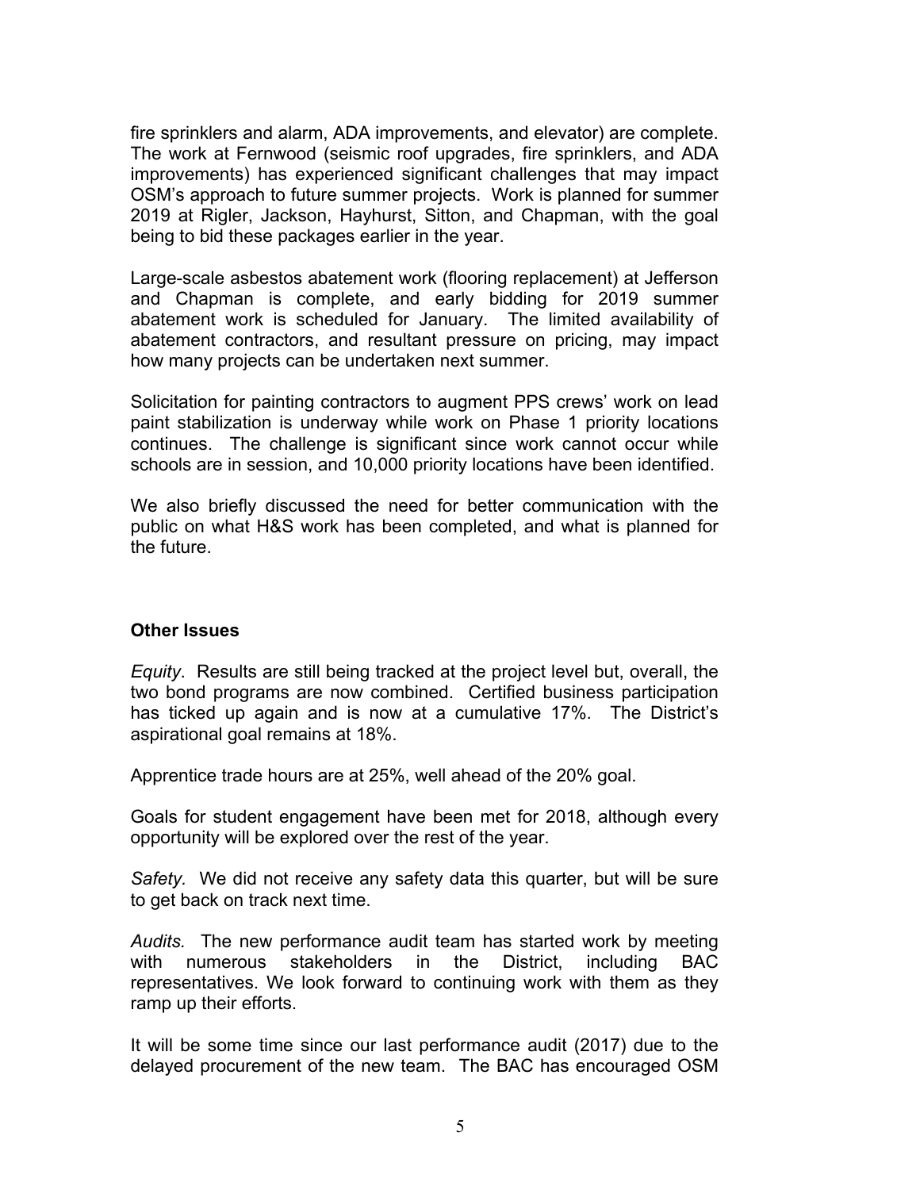fire sprinklers and alarm, ADA improvements, and elevator) are complete. The work at Fernwood (seismic roof upgrades, fire sprinklers, and ADA improvements) has experienced significant challenges that may impact OSM's approach to future summer projects. Work is planned for summer 2019 at Rigler, Jackson, Hayhurst, Sitton, and Chapman, with the goal being to bid these packages earlier in the year.

Large-scale asbestos abatement work (flooring replacement) at Jefferson and Chapman is complete, and early bidding for 2019 summer abatement work is scheduled for January. The limited availability of abatement contractors, and resultant pressure on pricing, may impact how many projects can be undertaken next summer.

Solicitation for painting contractors to augment PPS crews' work on lead paint stabilization is underway while work on Phase 1 priority locations continues. The challenge is significant since work cannot occur while schools are in session, and 10,000 priority locations have been identified.

We also briefly discussed the need for better communication with the public on what H&S work has been completed, and what is planned for the future.

**Other Issues**

*Equity*. Results are still being tracked at the project level but, overall, the two bond programs are now combined. Certified business participation has ticked up again and is now at a cumulative 17%. The District's aspirational goal remains at 18%.

Apprentice trade hours are at 25%, well ahead of the 20% goal.

Goals for student engagement have been met for 2018, although every opportunity will be explored over the rest of the year.

*Safety.* We did not receive any safety data this quarter, but will be sure to get back on track next time.

*Audits.* The new performance audit team has started work by meeting with numerous stakeholders in the District, including BAC representatives. We look forward to continuing work with them as they ramp up their efforts.

It will be some time since our last performance audit (2017) due to the delayed procurement of the new team. The BAC has encouraged OSM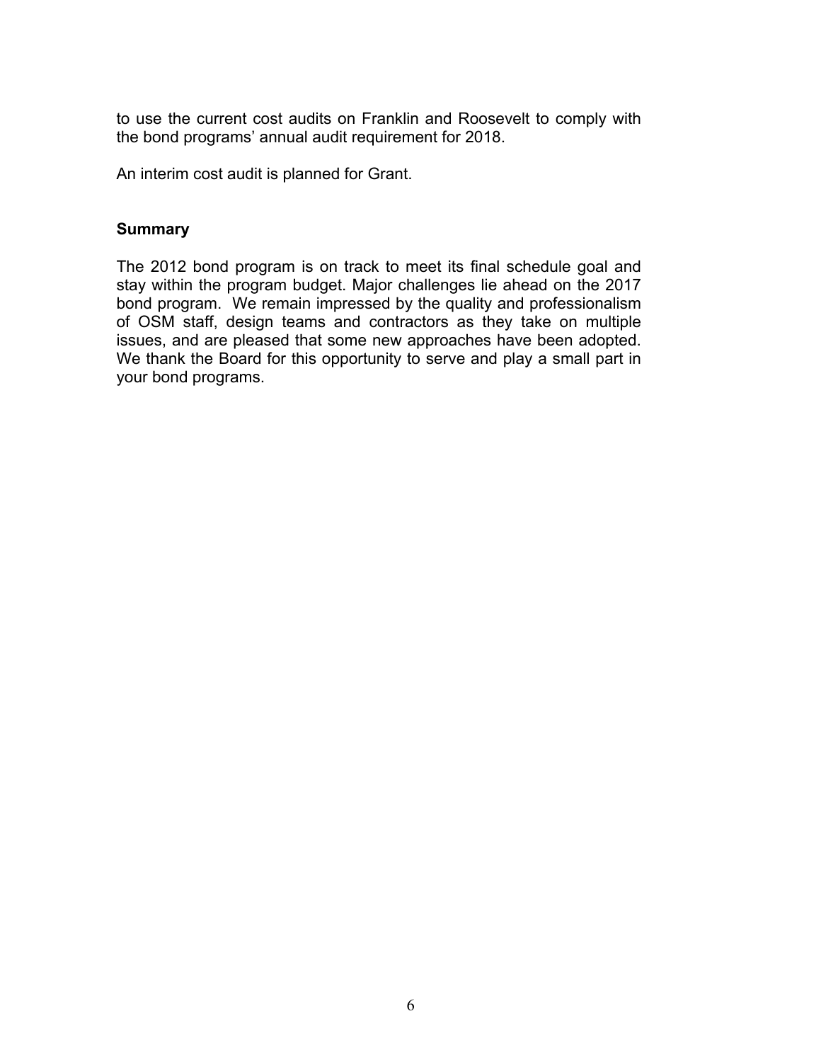to use the current cost audits on Franklin and Roosevelt to comply with the bond programs' annual audit requirement for 2018.

An interim cost audit is planned for Grant.

**Summary**

The 2012 bond program is on track to meet its final schedule goal and stay within the program budget. Major challenges lie ahead on the 2017 bond program. We remain impressed by the quality and professionalism of OSM staff, design teams and contractors as they take on multiple issues, and are pleased that some new approaches have been adopted. We thank the Board for this opportunity to serve and play a small part in your bond programs.